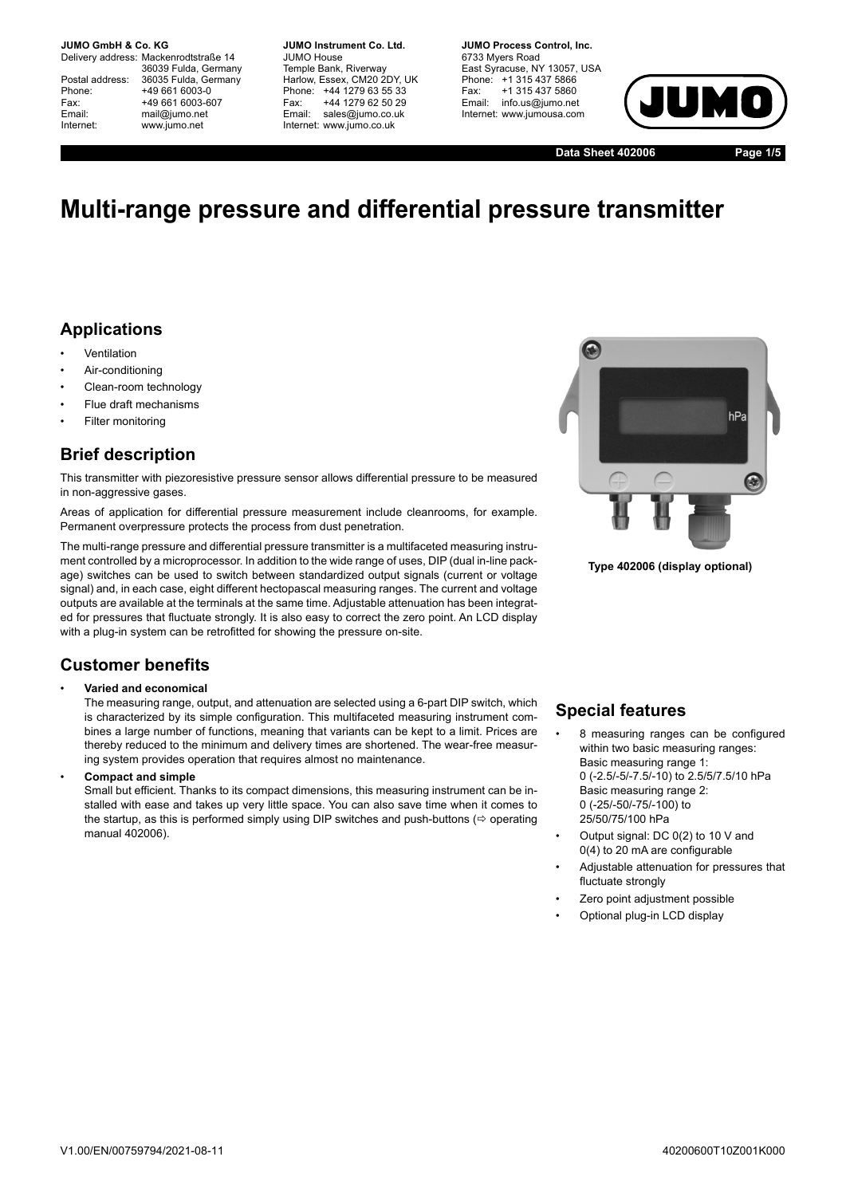# Multi-range pressure and differential pressure transmitter

## Applications

- Ventilation
- Air-conditioning
- Clean-room technology
- Flue draft mechanisms
- Filter monitoring

## Brief description

This transmitter with piezoresistive pressure sensor allows differential pressure to be measured in non-aggressive gases.

Areas of application for differential pressure measurement include cleanrooms, for example. Permanent overpressure protects the process from dust penetration.

The multi-range pressure and differential pressure transmitter is a multifaceted measuring instrument controlled by a microprocessor. In addition to the wide range of uses, DIP (dual in-line package) switches can be used to switch between standardized output signals (current or voltage signal) and, in each case, eight different hectopascal measuring ranges. The current and voltage outputs are available at the terminals at the same time. Adjustable attenuation has been integrated for pressures that fluctuate strongly. It is also easy to correct the zero point. An LCD display with a plug-in system can be retrofitted for showing the pressure on-site.

**Type 402006 (display optional)**

## Customer benefits

- **Varied and economical**
  The measuring range, output, and attenuation are selected using a 6-part DIP switch, which is characterized by its simple configuration. This multifaceted measuring instrument combines a large number of functions, meaning that variants can be kept to a limit. Prices are thereby reduced to the minimum and delivery times are shortened. The wear-free measuring system provides operation that requires almost no maintenance.
- **Compact and simple**
  Small but efficient. Thanks to its compact dimensions, this measuring instrument can be installed with ease and takes up very little space. You can also save time when it comes to the startup, as this is performed simply using DIP switches and push-buttons (⇨ operating manual 402006).

## Special features

- 8 measuring ranges can be configured within two basic measuring ranges:
  Basic measuring range 1:
  0 (-2.5/-5/-7.5/-10) to 2.5/5/7.5/10 hPa
  Basic measuring range 2:
  0 (-25/-50/-75/-100) to 25/50/75/100 hPa
- Output signal: DC 0(2) to 10 V and 0(4) to 20 mA are configurable
- Adjustable attenuation for pressures that fluctuate strongly
- Zero point adjustment possible
- Optional plug-in LCD display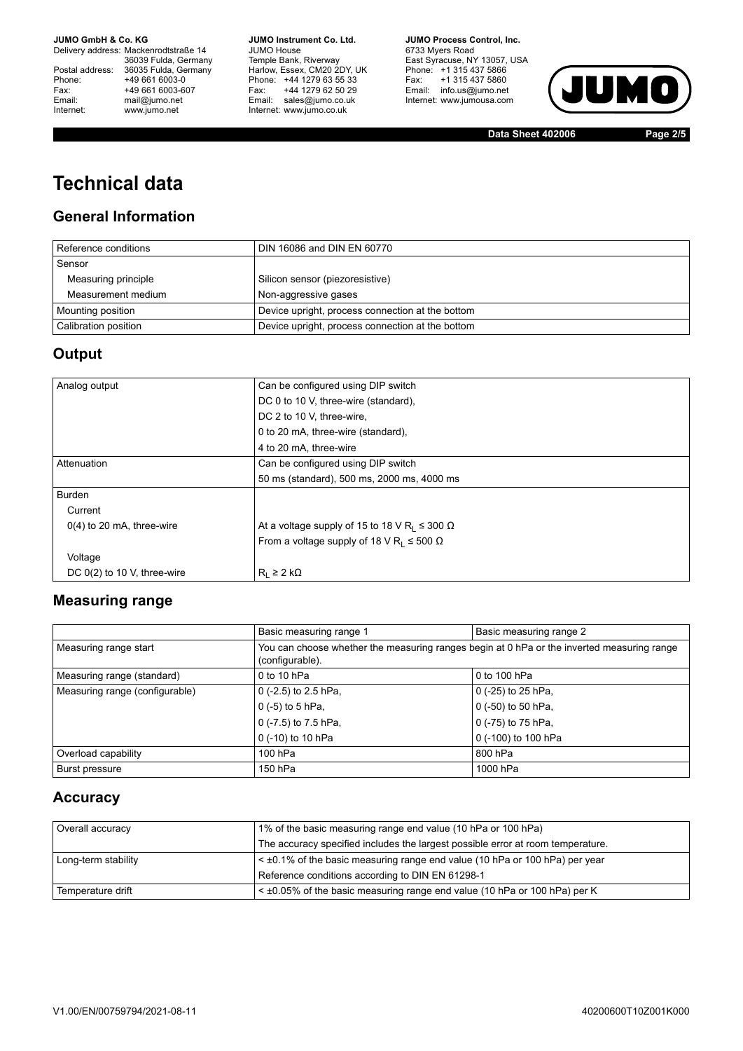# Technical data

## General Information

| | |
|---|---|
| Reference conditions | DIN 16086 and DIN EN 60770 |
| Sensor | |
| Measuring principle | Silicon sensor (piezoresistive) |
| Measurement medium | Non-aggressive gases |
| Mounting position | Device upright, process connection at the bottom |
| Calibration position | Device upright, process connection at the bottom |

## Output

| | |
|---|---|
| Analog output | Can be configured using DIP switch |
| | DC 0 to 10 V, three-wire (standard), |
| | DC 2 to 10 V, three-wire, |
| | 0 to 20 mA, three-wire (standard), |
| | 4 to 20 mA, three-wire |
| Attenuation | Can be configured using DIP switch |
| | 50 ms (standard), 500 ms, 2000 ms, 4000 ms |
| Burden | |
| Current | |
| 0(4) to 20 mA, three-wire | At a voltage supply of 15 to 18 V $R_L \leq 300\ \Omega$ |
| | From a voltage supply of 18 V $R_L \leq 500\ \Omega$ |
| Voltage | |
| DC 0(2) to 10 V, three-wire | $R_L \geq 2\ k\Omega$ |

## Measuring range

| | Basic measuring range 1 | Basic measuring range 2 |
|---|---|---|
| Measuring range start | You can choose whether the measuring ranges begin at 0 hPa or the inverted measuring range (configurable). | |
| Measuring range (standard) | 0 to 10 hPa | 0 to 100 hPa |
| Measuring range (configurable) | 0 (-2.5) to 2.5 hPa, | 0 (-25) to 25 hPa, |
| | 0 (-5) to 5 hPa, | 0 (-50) to 50 hPa, |
| | 0 (-7.5) to 7.5 hPa, | 0 (-75) to 75 hPa, |
| | 0 (-10) to 10 hPa | 0 (-100) to 100 hPa |
| Overload capability | 100 hPa | 800 hPa |
| Burst pressure | 150 hPa | 1000 hPa |

## Accuracy

| | |
|---|---|
| Overall accuracy | 1% of the basic measuring range end value (10 hPa or 100 hPa) |
| | The accuracy specified includes the largest possible error at room temperature. |
| Long-term stability | < ±0.1% of the basic measuring range end value (10 hPa or 100 hPa) per year |
| | Reference conditions according to DIN EN 61298-1 |
| Temperature drift | < ±0.05% of the basic measuring range end value (10 hPa or 100 hPa) per K |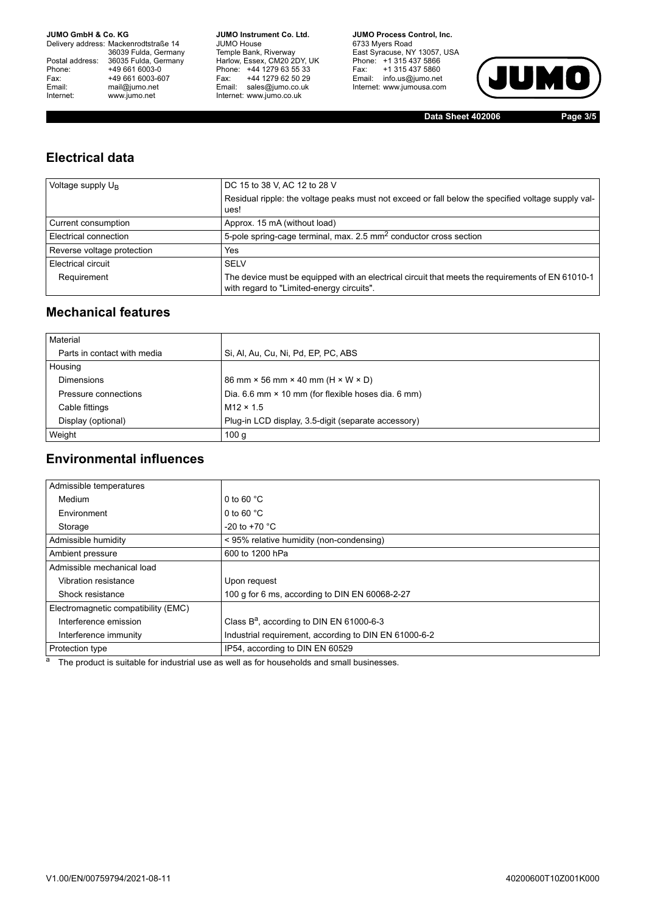## Electrical data

| Voltage supply $U_B$ | DC 15 to 38 V, AC 12 to 28 V |
|---|---|
| | Residual ripple: the voltage peaks must not exceed or fall below the specified voltage supply values! |
| Current consumption | Approx. 15 mA (without load) |
| Electrical connection | 5-pole spring-cage terminal, max. 2.5 mm² conductor cross section |
| Reverse voltage protection | Yes |
| Electrical circuit | SELV |
| Requirement | The device must be equipped with an electrical circuit that meets the requirements of EN 61010-1 with regard to "Limited-energy circuits". |

## Mechanical features

| Material | |
|---|---|
| Parts in contact with media | Si, Al, Au, Cu, Ni, Pd, EP, PC, ABS |
| Housing | |
| Dimensions | 86 mm × 56 mm × 40 mm (H × W × D) |
| Pressure connections | Dia. 6.6 mm × 10 mm (for flexible hoses dia. 6 mm) |
| Cable fittings | M12 × 1.5 |
| Display (optional) | Plug-in LCD display, 3.5-digit (separate accessory) |
| Weight | 100 g |

## Environmental influences

| Admissible temperatures | |
|---|---|
| Medium | 0 to 60 °C |
| Environment | 0 to 60 °C |
| Storage | -20 to +70 °C |
| Admissible humidity | < 95% relative humidity (non-condensing) |
| Ambient pressure | 600 to 1200 hPa |
| Admissible mechanical load | |
| Vibration resistance | Upon request |
| Shock resistance | 100 g for 6 ms, according to DIN EN 60068-2-27 |
| Electromagnetic compatibility (EMC) | |
| Interference emission | Class B[a], according to DIN EN 61000-6-3 |
| Interference immunity | Industrial requirement, according to DIN EN 61000-6-2 |
| Protection type | IP54, according to DIN EN 60529 |

[a] The product is suitable for industrial use as well as for households and small businesses.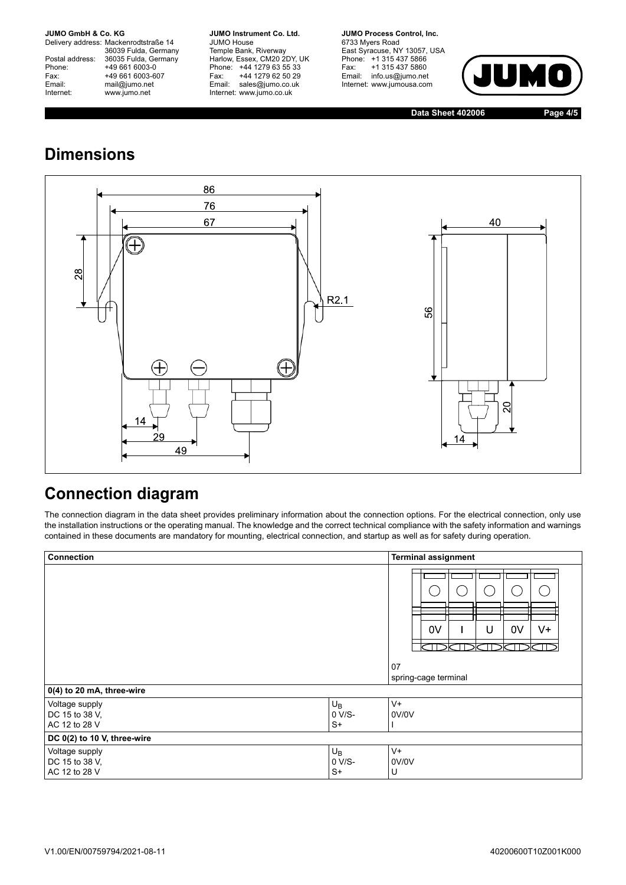## Dimensions

## Connection diagram

The connection diagram in the data sheet provides preliminary information about the connection options. For the electrical connection, only use the installation instructions or the operating manual. The knowledge and the correct technical compliance with the safety information and warnings contained in these documents are mandatory for mounting, electrical connection, and startup as well as for safety during operation.

| Connection | | Terminal assignment |
|---|---|---|
| | | 0V I U 0V V+<br>07<br>spring-cage terminal |
| **0(4) to 20 mA, three-wire** | | |
| Voltage supply<br>DC 15 to 38 V,<br>AC 12 to 28 V | $U_B$<br>0 V/S-<br>S+ | V+<br>0V/0V<br>I |
| **DC 0(2) to 10 V, three-wire** | | |
| Voltage supply<br>DC 15 to 38 V,<br>AC 12 to 28 V | $U_B$<br>0 V/S-<br>S+ | V+<br>0V/0V<br>U |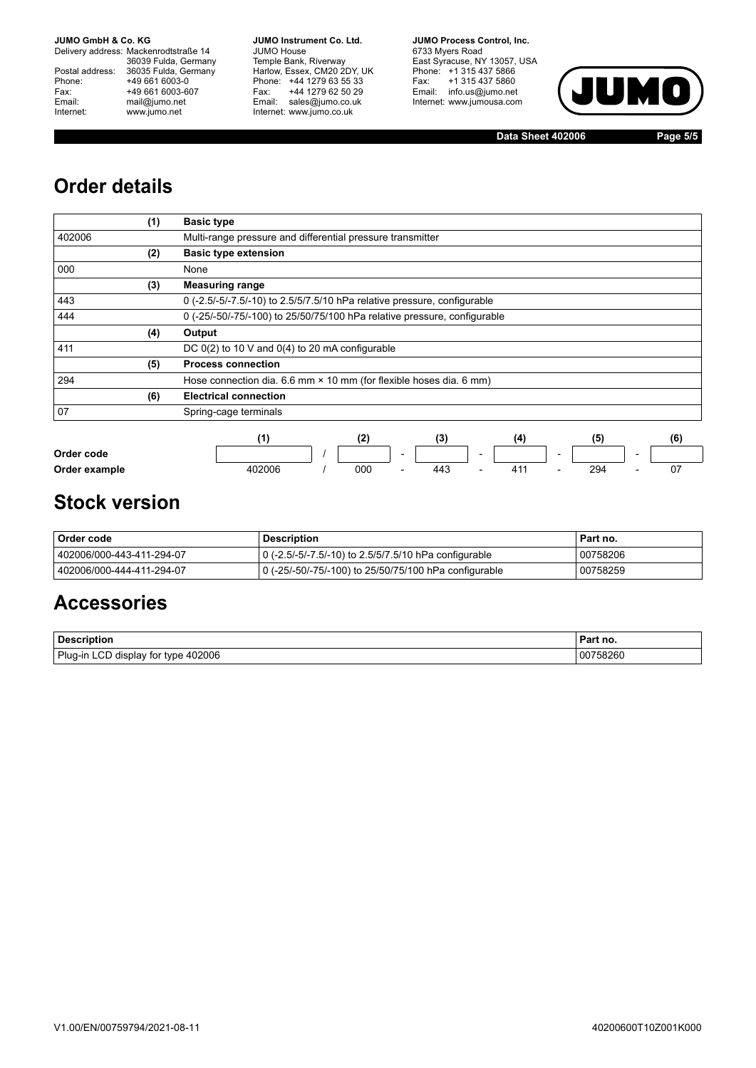# Order details

| | | |
|---|---|---|
| | (1) | **Basic type** |
| 402006 | | Multi-range pressure and differential pressure transmitter |
| | (2) | **Basic type extension** |
| 000 | | None |
| | (3) | **Measuring range** |
| 443 | | 0 (-2.5/-5/-7.5/-10) to 2.5/5/7.5/10 hPa relative pressure, configurable |
| 444 | | 0 (-25/-50/-75/-100) to 25/50/75/100 hPa relative pressure, configurable |
| | (4) | **Output** |
| 411 | | DC 0(2) to 10 V and 0(4) to 20 mA configurable |
| | (5) | **Process connection** |
| 294 | | Hose connection dia. 6.6 mm × 10 mm (for flexible hoses dia. 6 mm) |
| | (6) | **Electrical connection** |
| 07 | | Spring-cage terminals |

| | (1) | | (2) | | (3) | | (4) | | (5) | | (6) |
|---|---|---|---|---|---|---|---|---|---|---|---|
| **Order code** | | / | | - | | - | | - | | - | |
| **Order example** | 402006 | / | 000 | - | 443 | - | 411 | - | 294 | - | 07 |

# Stock version

| Order code | Description | Part no. |
|---|---|---|
| 402006/000-443-411-294-07 | 0 (-2.5/-5/-7.5/-10) to 2.5/5/7.5/10 hPa configurable | 00758206 |
| 402006/000-444-411-294-07 | 0 (-25/-50/-75/-100) to 25/50/75/100 hPa configurable | 00758259 |

# Accessories

| Description | Part no. |
|---|---|
| Plug-in LCD display for type 402006 | 00758260 |

V1.00/EN/00759794/2021-08-11

40200600T10Z001K000